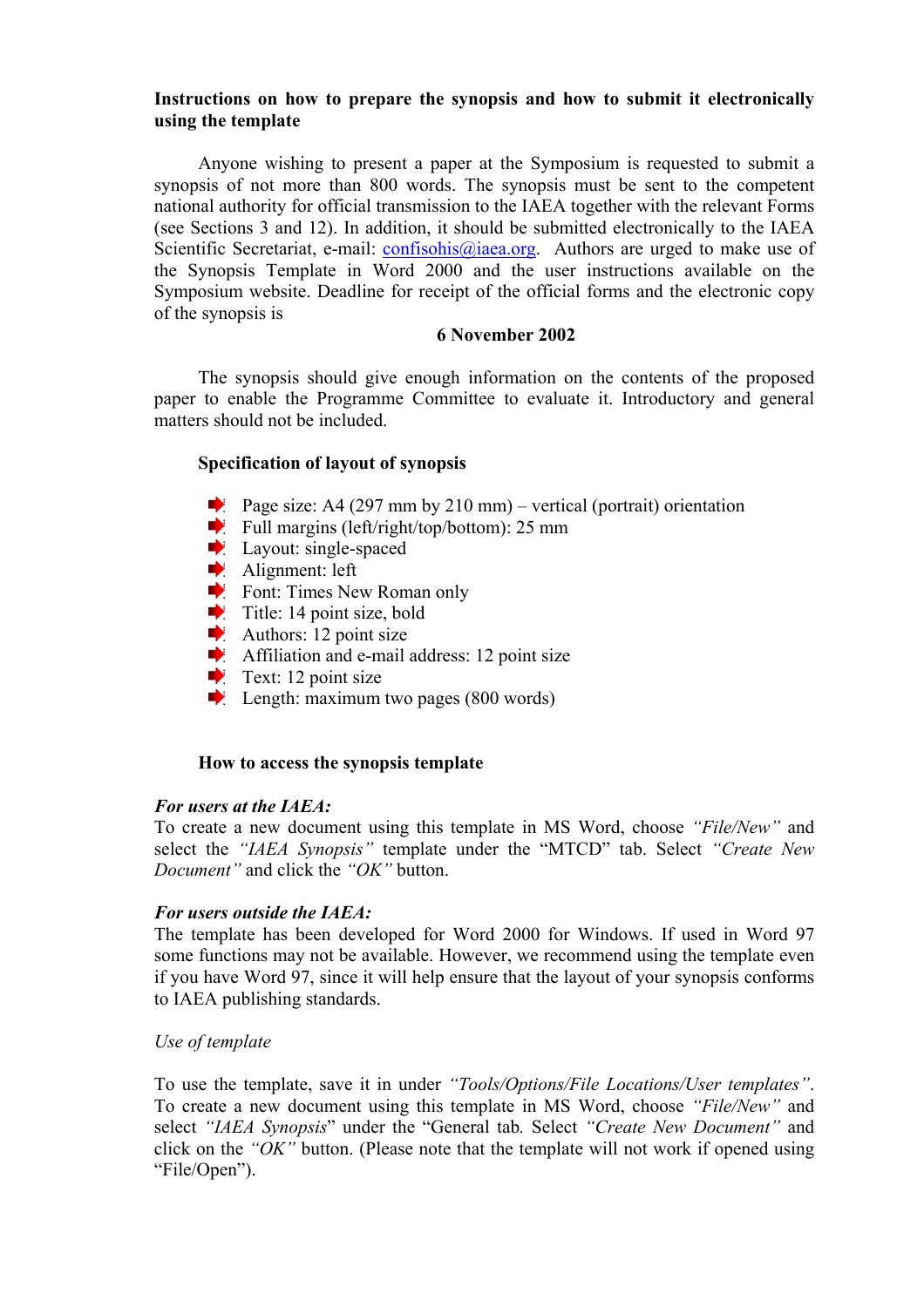**Instructions on how to prepare the synopsis and how to submit it electronically using the template**

Anyone wishing to present a paper at the Symposium is requested to submit a synopsis of not more than 800 words. The synopsis must be sent to the competent national authority for official transmission to the IAEA together with the relevant Forms (see Sections 3 and 12). In addition, it should be submitted electronically to the IAEA Scientific Secretariat, e-mail: confisohis@iaea.org. Authors are urged to make use of the Synopsis Template in Word 2000 and the user instructions available on the Symposium website. Deadline for receipt of the official forms and the electronic copy of the synopsis is

**6 November 2002**

The synopsis should give enough information on the contents of the proposed paper to enable the Programme Committee to evaluate it. Introductory and general matters should not be included.

**Specification of layout of synopsis**

- Page size: A4 (297 mm by 210 mm) – vertical (portrait) orientation
- Full margins (left/right/top/bottom): 25 mm
- Layout: single-spaced
- Alignment: left
- Font: Times New Roman only
- Title: 14 point size, bold
- Authors: 12 point size
- Affiliation and e-mail address: 12 point size
- Text: 12 point size
- Length: maximum two pages (800 words)

**How to access the synopsis template**

***For users at the IAEA:***
To create a new document using this template in MS Word, choose *"File/New"* and select the *"IAEA Synopsis"* template under the "MTCD" tab. Select *"Create New Document"* and click the *"OK"* button.

***For users outside the IAEA:***
The template has been developed for Word 2000 for Windows. If used in Word 97 some functions may not be available. However, we recommend using the template even if you have Word 97, since it will help ensure that the layout of your synopsis conforms to IAEA publishing standards.

*Use of template*

To use the template, save it in under *"Tools/Options/File Locations/User templates"*. To create a new document using this template in MS Word, choose *"File/New"* and select *"IAEA Synopsis*" under the "General tab*.* Select *"Create New Document"* and click on the *"OK"* button. (Please note that the template will not work if opened using "File/Open").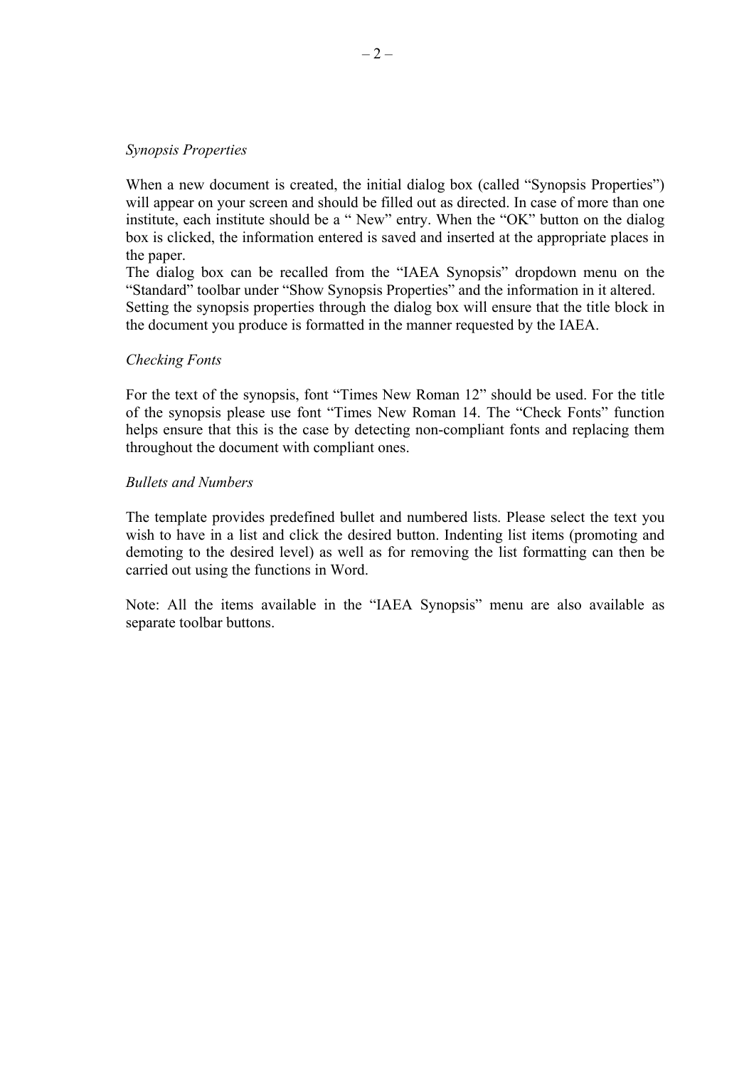*Synopsis Properties*

When a new document is created, the initial dialog box (called "Synopsis Properties") will appear on your screen and should be filled out as directed. In case of more than one institute, each institute should be a " New" entry. When the "OK" button on the dialog box is clicked, the information entered is saved and inserted at the appropriate places in the paper.
The dialog box can be recalled from the "IAEA Synopsis" dropdown menu on the "Standard" toolbar under "Show Synopsis Properties" and the information in it altered.
Setting the synopsis properties through the dialog box will ensure that the title block in the document you produce is formatted in the manner requested by the IAEA.

*Checking Fonts*

For the text of the synopsis, font "Times New Roman 12" should be used. For the title of the synopsis please use font "Times New Roman 14. The "Check Fonts" function helps ensure that this is the case by detecting non-compliant fonts and replacing them throughout the document with compliant ones.

*Bullets and Numbers*

The template provides predefined bullet and numbered lists. Please select the text you wish to have in a list and click the desired button. Indenting list items (promoting and demoting to the desired level) as well as for removing the list formatting can then be carried out using the functions in Word.

Note: All the items available in the "IAEA Synopsis" menu are also available as separate toolbar buttons.